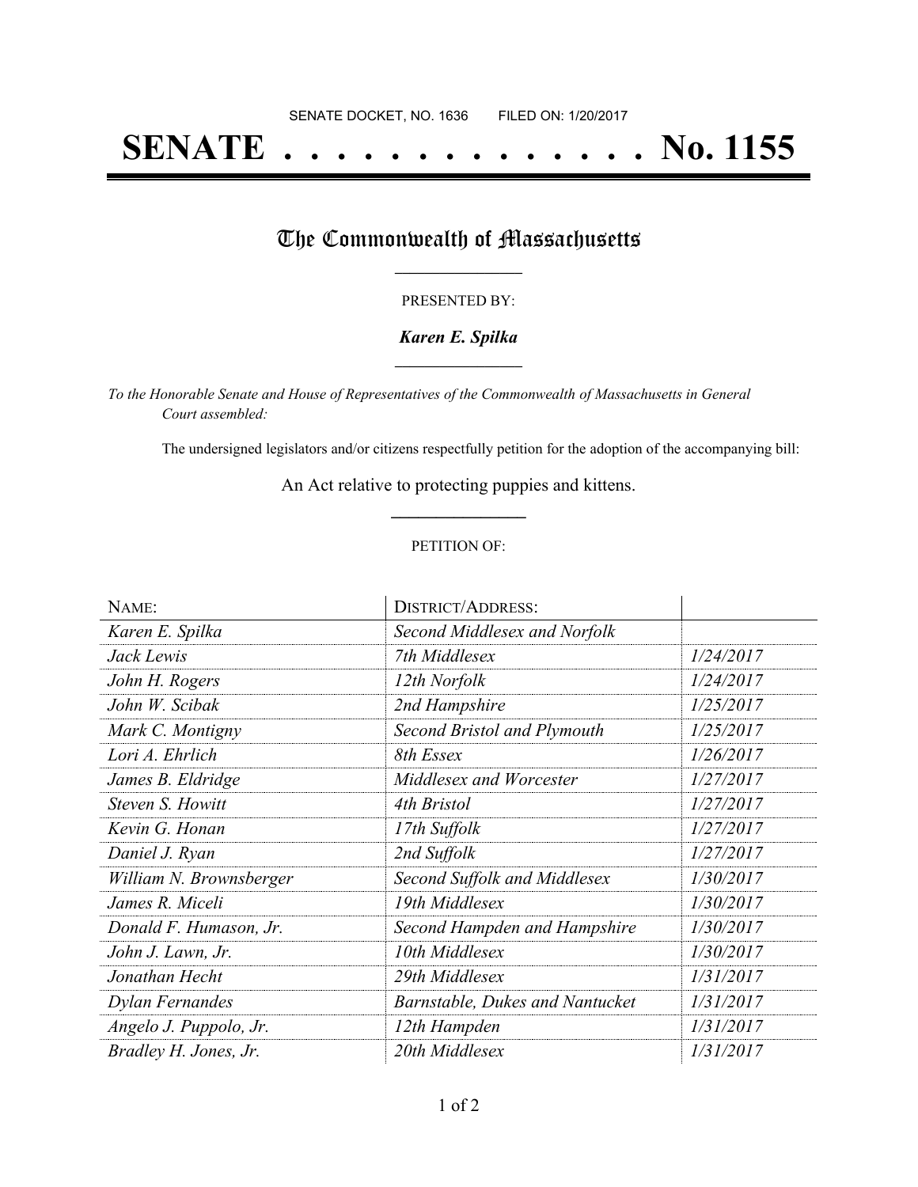SENATE DOCKET, NO. 1636        FILED ON: 1/20/2017

# SENATE . . . . . . . . . . . . . . . No. 1155

## The Commonwealth of Massachusetts

PRESENTED BY:

***Karen E. Spilka***

*To the Honorable Senate and House of Representatives of the Commonwealth of Massachusetts in General Court assembled:*

The undersigned legislators and/or citizens respectfully petition for the adoption of the accompanying bill:

An Act relative to protecting puppies and kittens.

PETITION OF:

| NAME: | DISTRICT/ADDRESS: | |
|---|---|---|
| *Karen E. Spilka* | *Second Middlesex and Norfolk* | |
| *Jack Lewis* | *7th Middlesex* | *1/24/2017* |
| *John H. Rogers* | *12th Norfolk* | *1/24/2017* |
| *John W. Scibak* | *2nd Hampshire* | *1/25/2017* |
| *Mark C. Montigny* | *Second Bristol and Plymouth* | *1/25/2017* |
| *Lori A. Ehrlich* | *8th Essex* | *1/26/2017* |
| *James B. Eldridge* | *Middlesex and Worcester* | *1/27/2017* |
| *Steven S. Howitt* | *4th Bristol* | *1/27/2017* |
| *Kevin G. Honan* | *17th Suffolk* | *1/27/2017* |
| *Daniel J. Ryan* | *2nd Suffolk* | *1/27/2017* |
| *William N. Brownsberger* | *Second Suffolk and Middlesex* | *1/30/2017* |
| *James R. Miceli* | *19th Middlesex* | *1/30/2017* |
| *Donald F. Humason, Jr.* | *Second Hampden and Hampshire* | *1/30/2017* |
| *John J. Lawn, Jr.* | *10th Middlesex* | *1/30/2017* |
| *Jonathan Hecht* | *29th Middlesex* | *1/31/2017* |
| *Dylan Fernandes* | *Barnstable, Dukes and Nantucket* | *1/31/2017* |
| *Angelo J. Puppolo, Jr.* | *12th Hampden* | *1/31/2017* |
| *Bradley H. Jones, Jr.* | *20th Middlesex* | *1/31/2017* |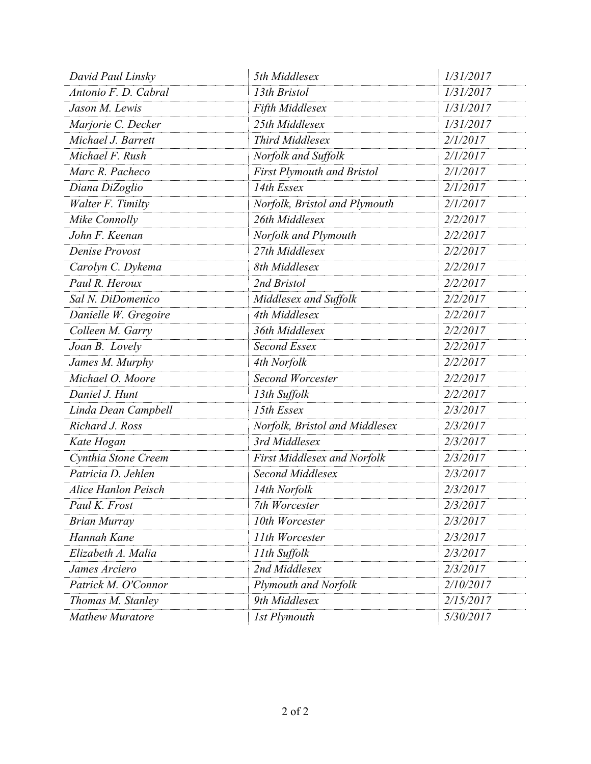| | | |
|---|---|---|
| *David Paul Linsky* | *5th Middlesex* | *1/31/2017* |
| *Antonio F. D. Cabral* | *13th Bristol* | *1/31/2017* |
| *Jason M. Lewis* | *Fifth Middlesex* | *1/31/2017* |
| *Marjorie C. Decker* | *25th Middlesex* | *1/31/2017* |
| *Michael J. Barrett* | *Third Middlesex* | *2/1/2017* |
| *Michael F. Rush* | *Norfolk and Suffolk* | *2/1/2017* |
| *Marc R. Pacheco* | *First Plymouth and Bristol* | *2/1/2017* |
| *Diana DiZoglio* | *14th Essex* | *2/1/2017* |
| *Walter F. Timilty* | *Norfolk, Bristol and Plymouth* | *2/1/2017* |
| *Mike Connolly* | *26th Middlesex* | *2/2/2017* |
| *John F. Keenan* | *Norfolk and Plymouth* | *2/2/2017* |
| *Denise Provost* | *27th Middlesex* | *2/2/2017* |
| *Carolyn C. Dykema* | *8th Middlesex* | *2/2/2017* |
| *Paul R. Heroux* | *2nd Bristol* | *2/2/2017* |
| *Sal N. DiDomenico* | *Middlesex and Suffolk* | *2/2/2017* |
| *Danielle W. Gregoire* | *4th Middlesex* | *2/2/2017* |
| *Colleen M. Garry* | *36th Middlesex* | *2/2/2017* |
| *Joan B. Lovely* | *Second Essex* | *2/2/2017* |
| *James M. Murphy* | *4th Norfolk* | *2/2/2017* |
| *Michael O. Moore* | *Second Worcester* | *2/2/2017* |
| *Daniel J. Hunt* | *13th Suffolk* | *2/2/2017* |
| *Linda Dean Campbell* | *15th Essex* | *2/3/2017* |
| *Richard J. Ross* | *Norfolk, Bristol and Middlesex* | *2/3/2017* |
| *Kate Hogan* | *3rd Middlesex* | *2/3/2017* |
| *Cynthia Stone Creem* | *First Middlesex and Norfolk* | *2/3/2017* |
| *Patricia D. Jehlen* | *Second Middlesex* | *2/3/2017* |
| *Alice Hanlon Peisch* | *14th Norfolk* | *2/3/2017* |
| *Paul K. Frost* | *7th Worcester* | *2/3/2017* |
| *Brian Murray* | *10th Worcester* | *2/3/2017* |
| *Hannah Kane* | *11th Worcester* | *2/3/2017* |
| *Elizabeth A. Malia* | *11th Suffolk* | *2/3/2017* |
| *James Arciero* | *2nd Middlesex* | *2/3/2017* |
| *Patrick M. O'Connor* | *Plymouth and Norfolk* | *2/10/2017* |
| *Thomas M. Stanley* | *9th Middlesex* | *2/15/2017* |
| *Mathew Muratore* | *1st Plymouth* | *5/30/2017* |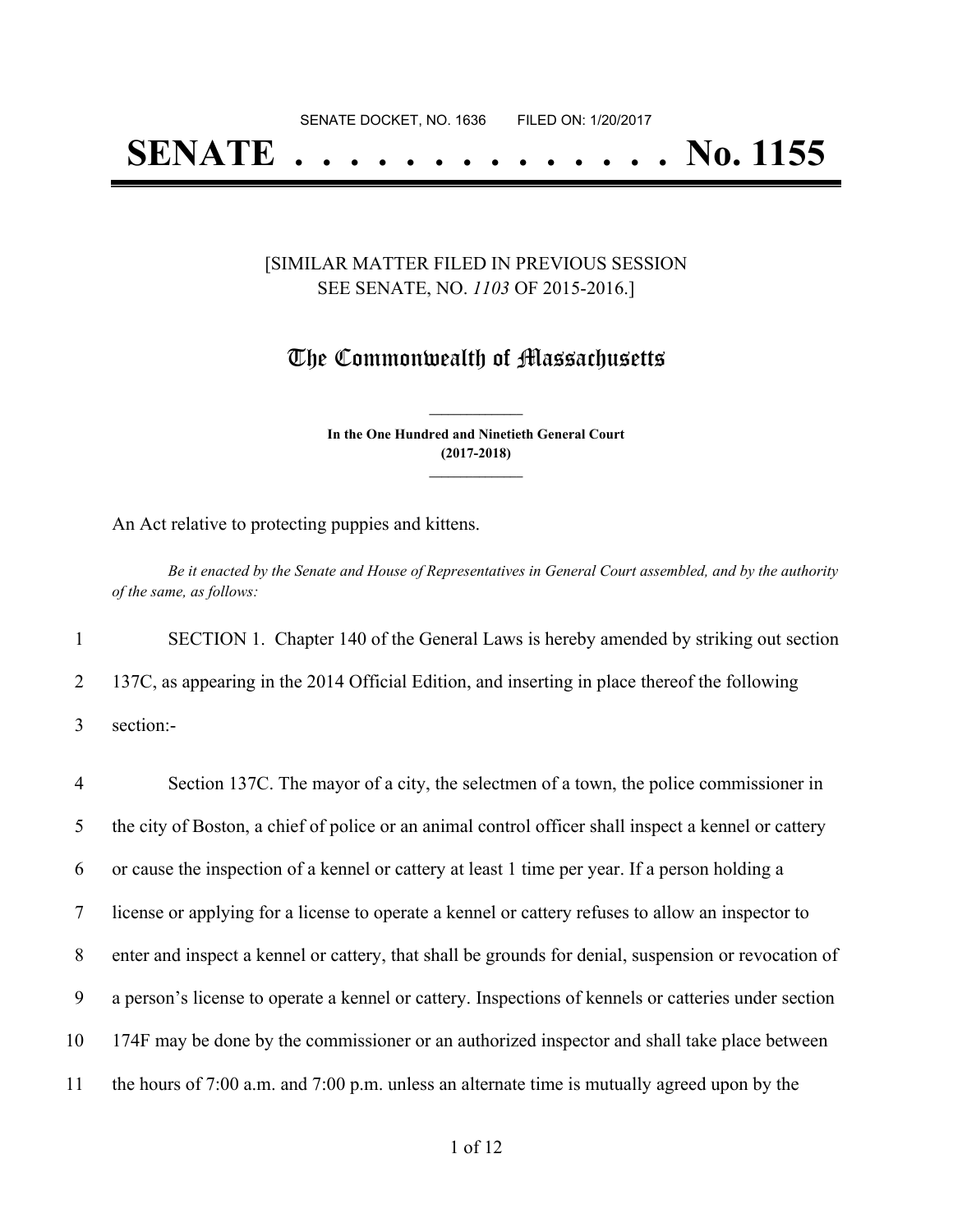SENATE DOCKET, NO. 1636 FILED ON: 1/20/2017

# SENATE . . . . . . . . . . . . . . No. 1155

[SIMILAR MATTER FILED IN PREVIOUS SESSION
SEE SENATE, NO. *1103* OF 2015-2016.]

## The Commonwealth of Massachusetts

**In the One Hundred and Ninetieth General Court**
**(2017-2018)**

An Act relative to protecting puppies and kittens.

*Be it enacted by the Senate and House of Representatives in General Court assembled, and by the authority of the same, as follows:*

1 SECTION 1. Chapter 140 of the General Laws is hereby amended by striking out section
2 137C, as appearing in the 2014 Official Edition, and inserting in place thereof the following
3 section:-

4 Section 137C. The mayor of a city, the selectmen of a town, the police commissioner in
5 the city of Boston, a chief of police or an animal control officer shall inspect a kennel or cattery
6 or cause the inspection of a kennel or cattery at least 1 time per year. If a person holding a
7 license or applying for a license to operate a kennel or cattery refuses to allow an inspector to
8 enter and inspect a kennel or cattery, that shall be grounds for denial, suspension or revocation of
9 a person's license to operate a kennel or cattery. Inspections of kennels or catteries under section
10 174F may be done by the commissioner or an authorized inspector and shall take place between
11 the hours of 7:00 a.m. and 7:00 p.m. unless an alternate time is mutually agreed upon by the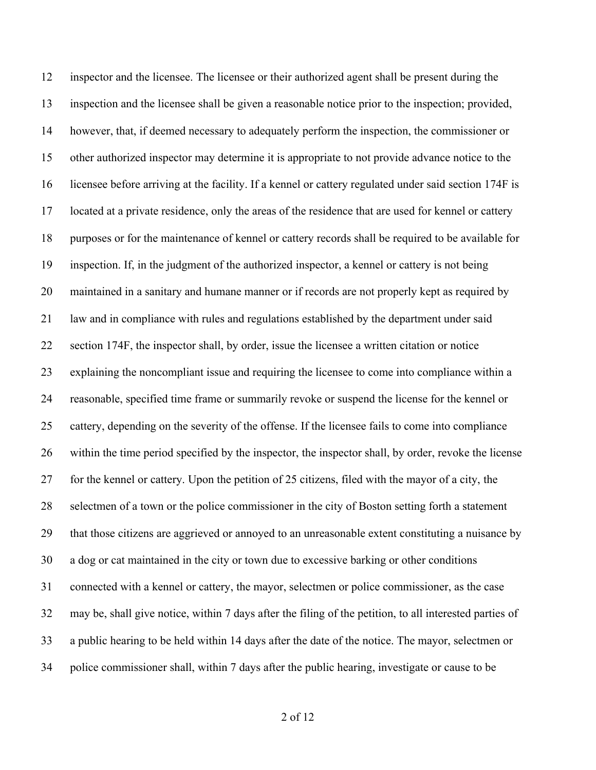12 inspector and the licensee. The licensee or their authorized agent shall be present during the
13 inspection and the licensee shall be given a reasonable notice prior to the inspection; provided,
14 however, that, if deemed necessary to adequately perform the inspection, the commissioner or
15 other authorized inspector may determine it is appropriate to not provide advance notice to the
16 licensee before arriving at the facility. If a kennel or cattery regulated under said section 174F is
17 located at a private residence, only the areas of the residence that are used for kennel or cattery
18 purposes or for the maintenance of kennel or cattery records shall be required to be available for
19 inspection. If, in the judgment of the authorized inspector, a kennel or cattery is not being
20 maintained in a sanitary and humane manner or if records are not properly kept as required by
21 law and in compliance with rules and regulations established by the department under said
22 section 174F, the inspector shall, by order, issue the licensee a written citation or notice
23 explaining the noncompliant issue and requiring the licensee to come into compliance within a
24 reasonable, specified time frame or summarily revoke or suspend the license for the kennel or
25 cattery, depending on the severity of the offense. If the licensee fails to come into compliance
26 within the time period specified by the inspector, the inspector shall, by order, revoke the license
27 for the kennel or cattery. Upon the petition of 25 citizens, filed with the mayor of a city, the
28 selectmen of a town or the police commissioner in the city of Boston setting forth a statement
29 that those citizens are aggrieved or annoyed to an unreasonable extent constituting a nuisance by
30 a dog or cat maintained in the city or town due to excessive barking or other conditions
31 connected with a kennel or cattery, the mayor, selectmen or police commissioner, as the case
32 may be, shall give notice, within 7 days after the filing of the petition, to all interested parties of
33 a public hearing to be held within 14 days after the date of the notice. The mayor, selectmen or
34 police commissioner shall, within 7 days after the public hearing, investigate or cause to be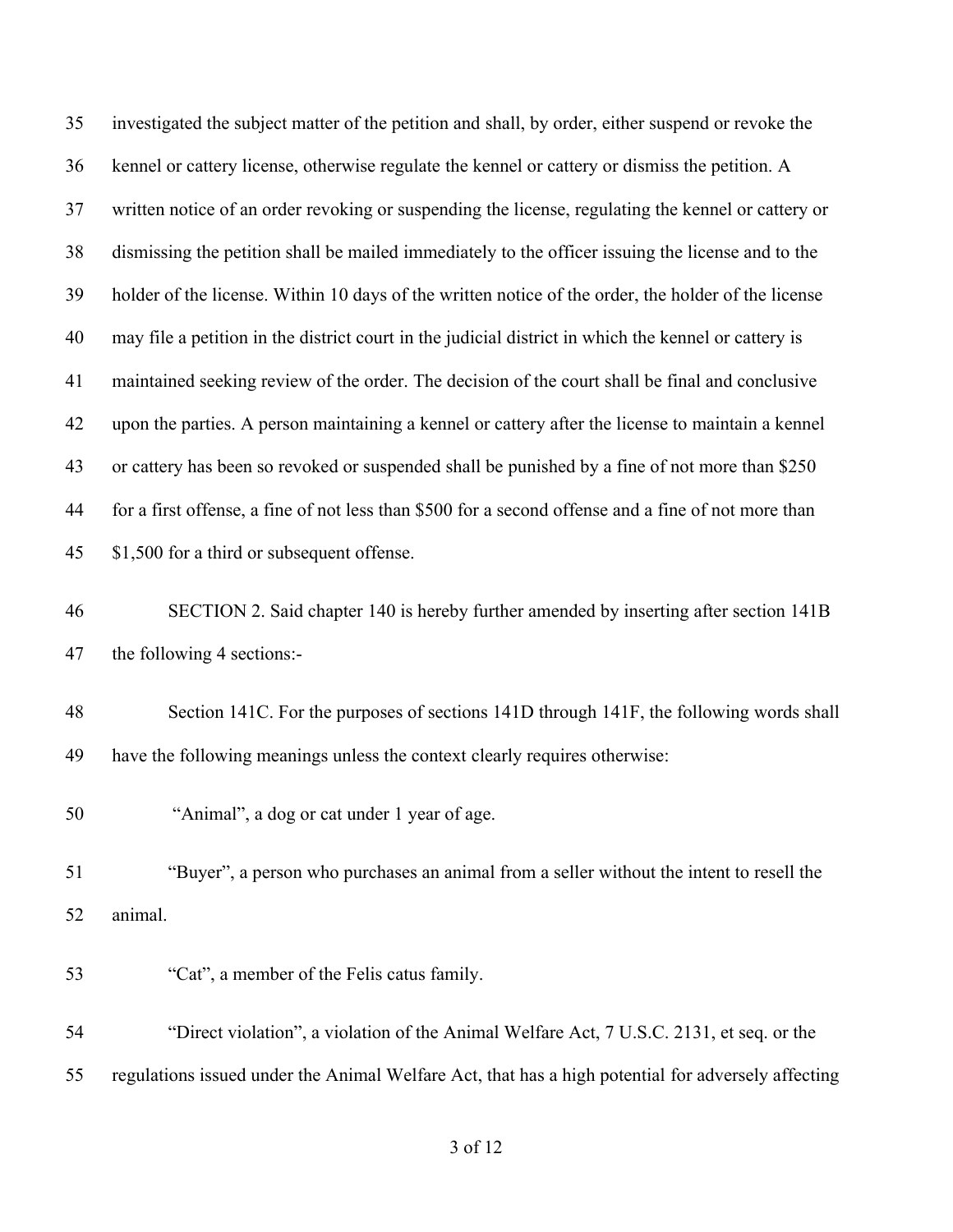investigated the subject matter of the petition and shall, by order, either suspend or revoke the kennel or cattery license, otherwise regulate the kennel or cattery or dismiss the petition. A written notice of an order revoking or suspending the license, regulating the kennel or cattery or dismissing the petition shall be mailed immediately to the officer issuing the license and to the holder of the license. Within 10 days of the written notice of the order, the holder of the license may file a petition in the district court in the judicial district in which the kennel or cattery is maintained seeking review of the order. The decision of the court shall be final and conclusive upon the parties. A person maintaining a kennel or cattery after the license to maintain a kennel or cattery has been so revoked or suspended shall be punished by a fine of not more than $250 for a first offense, a fine of not less than $500 for a second offense and a fine of not more than $1,500 for a third or subsequent offense.

SECTION 2. Said chapter 140 is hereby further amended by inserting after section 141B the following 4 sections:-

Section 141C. For the purposes of sections 141D through 141F, the following words shall have the following meanings unless the context clearly requires otherwise:

"Animal", a dog or cat under 1 year of age.

"Buyer", a person who purchases an animal from a seller without the intent to resell the animal.

"Cat", a member of the Felis catus family.

"Direct violation", a violation of the Animal Welfare Act, 7 U.S.C. 2131, et seq. or the regulations issued under the Animal Welfare Act, that has a high potential for adversely affecting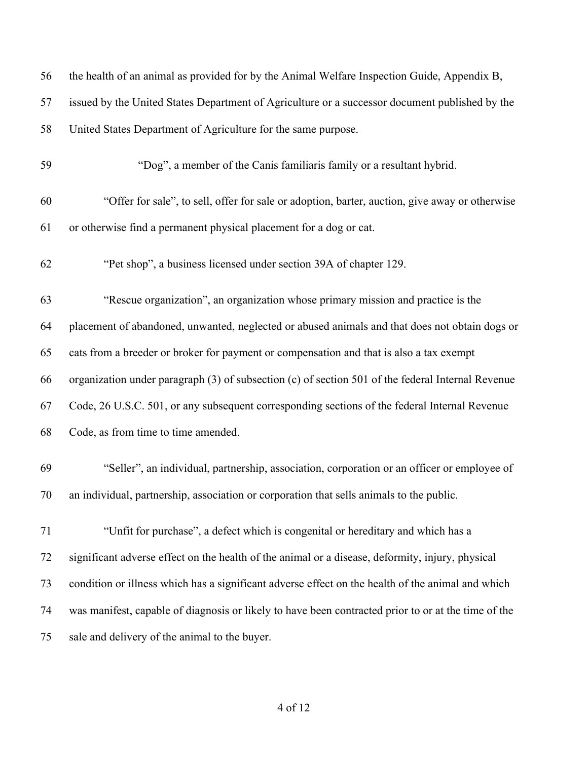the health of an animal as provided for by the Animal Welfare Inspection Guide, Appendix B, issued by the United States Department of Agriculture or a successor document published by the United States Department of Agriculture for the same purpose.

"Dog", a member of the Canis familiaris family or a resultant hybrid.

"Offer for sale", to sell, offer for sale or adoption, barter, auction, give away or otherwise or otherwise find a permanent physical placement for a dog or cat.

"Pet shop", a business licensed under section 39A of chapter 129.

"Rescue organization", an organization whose primary mission and practice is the placement of abandoned, unwanted, neglected or abused animals and that does not obtain dogs or cats from a breeder or broker for payment or compensation and that is also a tax exempt organization under paragraph (3) of subsection (c) of section 501 of the federal Internal Revenue Code, 26 U.S.C. 501, or any subsequent corresponding sections of the federal Internal Revenue Code, as from time to time amended.

"Seller", an individual, partnership, association, corporation or an officer or employee of an individual, partnership, association or corporation that sells animals to the public.

"Unfit for purchase", a defect which is congenital or hereditary and which has a significant adverse effect on the health of the animal or a disease, deformity, injury, physical condition or illness which has a significant adverse effect on the health of the animal and which was manifest, capable of diagnosis or likely to have been contracted prior to or at the time of the sale and delivery of the animal to the buyer.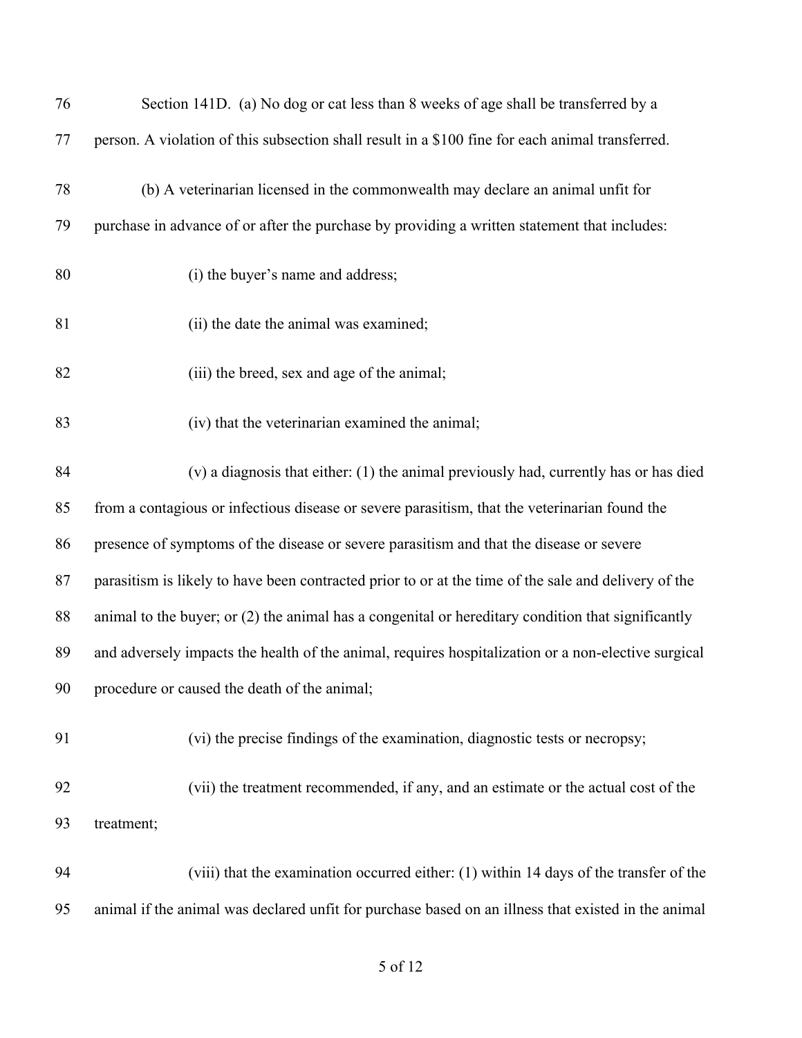Section 141D. (a) No dog or cat less than 8 weeks of age shall be transferred by a person. A violation of this subsection shall result in a $100 fine for each animal transferred.

(b) A veterinarian licensed in the commonwealth may declare an animal unfit for purchase in advance of or after the purchase by providing a written statement that includes:

(i) the buyer's name and address;

(ii) the date the animal was examined;

(iii) the breed, sex and age of the animal;

(iv) that the veterinarian examined the animal;

(v) a diagnosis that either: (1) the animal previously had, currently has or has died from a contagious or infectious disease or severe parasitism, that the veterinarian found the presence of symptoms of the disease or severe parasitism and that the disease or severe parasitism is likely to have been contracted prior to or at the time of the sale and delivery of the animal to the buyer; or (2) the animal has a congenital or hereditary condition that significantly and adversely impacts the health of the animal, requires hospitalization or a non-elective surgical procedure or caused the death of the animal;

(vi) the precise findings of the examination, diagnostic tests or necropsy;

(vii) the treatment recommended, if any, and an estimate or the actual cost of the treatment;

(viii) that the examination occurred either: (1) within 14 days of the transfer of the animal if the animal was declared unfit for purchase based on an illness that existed in the animal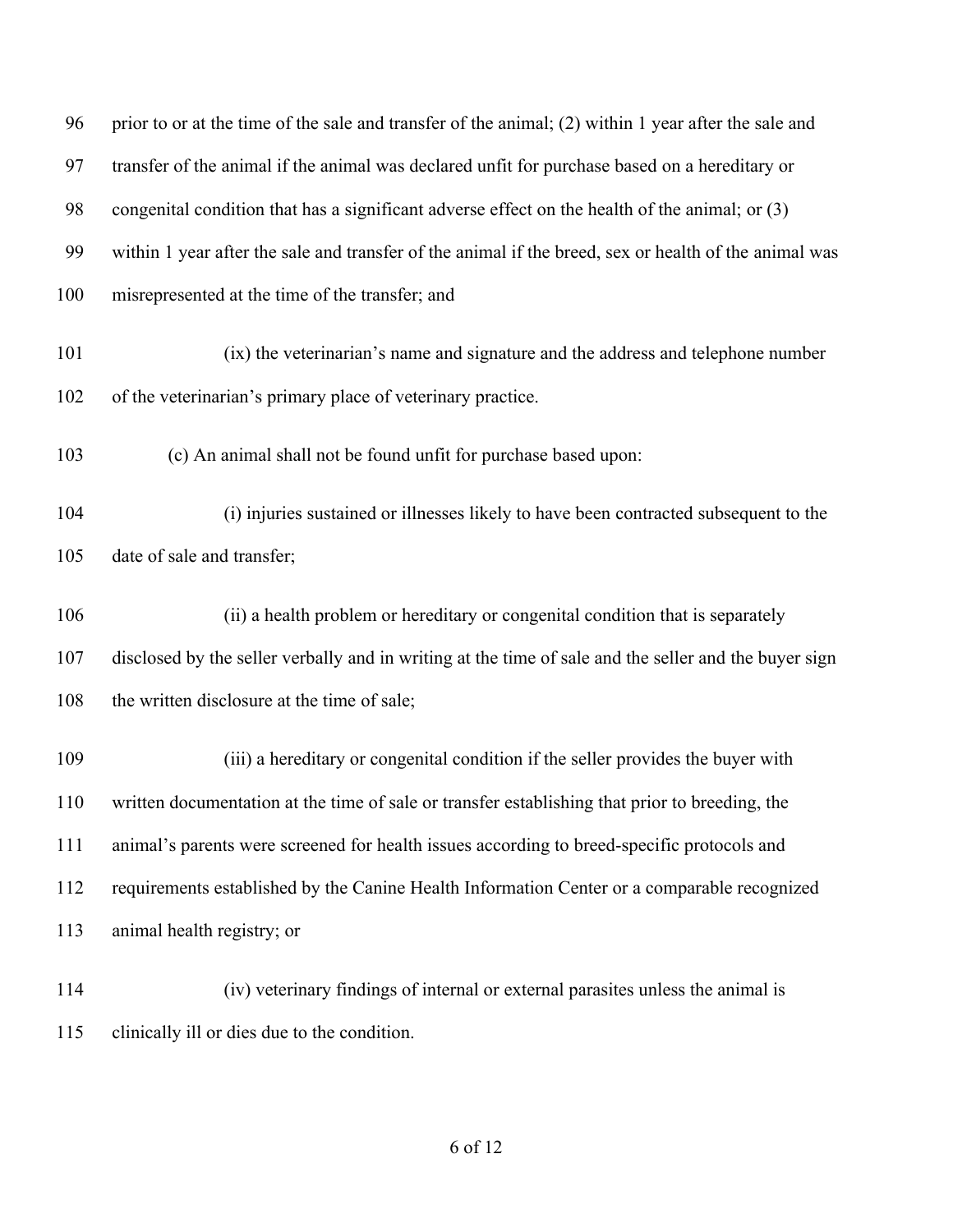prior to or at the time of the sale and transfer of the animal; (2) within 1 year after the sale and transfer of the animal if the animal was declared unfit for purchase based on a hereditary or congenital condition that has a significant adverse effect on the health of the animal; or (3) within 1 year after the sale and transfer of the animal if the breed, sex or health of the animal was misrepresented at the time of the transfer; and

(ix) the veterinarian's name and signature and the address and telephone number of the veterinarian's primary place of veterinary practice.

(c) An animal shall not be found unfit for purchase based upon:

(i) injuries sustained or illnesses likely to have been contracted subsequent to the date of sale and transfer;

(ii) a health problem or hereditary or congenital condition that is separately disclosed by the seller verbally and in writing at the time of sale and the seller and the buyer sign the written disclosure at the time of sale;

(iii) a hereditary or congenital condition if the seller provides the buyer with written documentation at the time of sale or transfer establishing that prior to breeding, the animal's parents were screened for health issues according to breed-specific protocols and requirements established by the Canine Health Information Center or a comparable recognized animal health registry; or

(iv) veterinary findings of internal or external parasites unless the animal is clinically ill or dies due to the condition.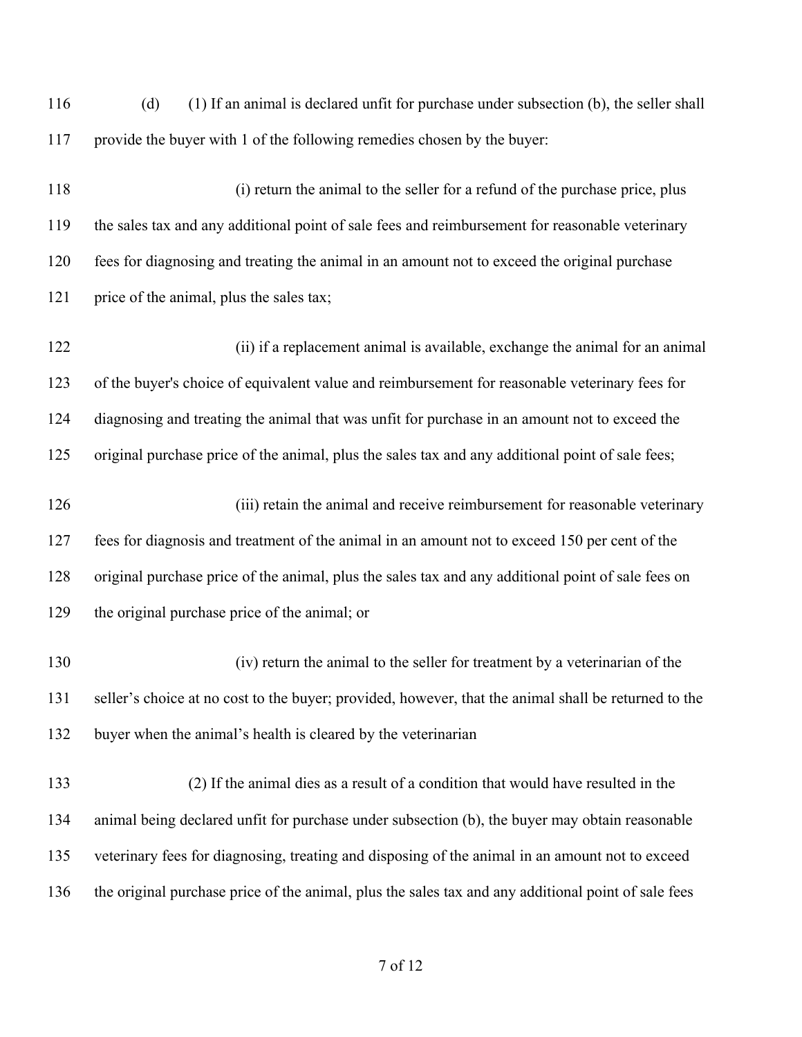(d) (1) If an animal is declared unfit for purchase under subsection (b), the seller shall provide the buyer with 1 of the following remedies chosen by the buyer:

(i) return the animal to the seller for a refund of the purchase price, plus the sales tax and any additional point of sale fees and reimbursement for reasonable veterinary fees for diagnosing and treating the animal in an amount not to exceed the original purchase price of the animal, plus the sales tax;

(ii) if a replacement animal is available, exchange the animal for an animal of the buyer's choice of equivalent value and reimbursement for reasonable veterinary fees for diagnosing and treating the animal that was unfit for purchase in an amount not to exceed the original purchase price of the animal, plus the sales tax and any additional point of sale fees;

(iii) retain the animal and receive reimbursement for reasonable veterinary fees for diagnosis and treatment of the animal in an amount not to exceed 150 per cent of the original purchase price of the animal, plus the sales tax and any additional point of sale fees on the original purchase price of the animal; or

(iv) return the animal to the seller for treatment by a veterinarian of the seller's choice at no cost to the buyer; provided, however, that the animal shall be returned to the buyer when the animal's health is cleared by the veterinarian

(2) If the animal dies as a result of a condition that would have resulted in the animal being declared unfit for purchase under subsection (b), the buyer may obtain reasonable veterinary fees for diagnosing, treating and disposing of the animal in an amount not to exceed the original purchase price of the animal, plus the sales tax and any additional point of sale fees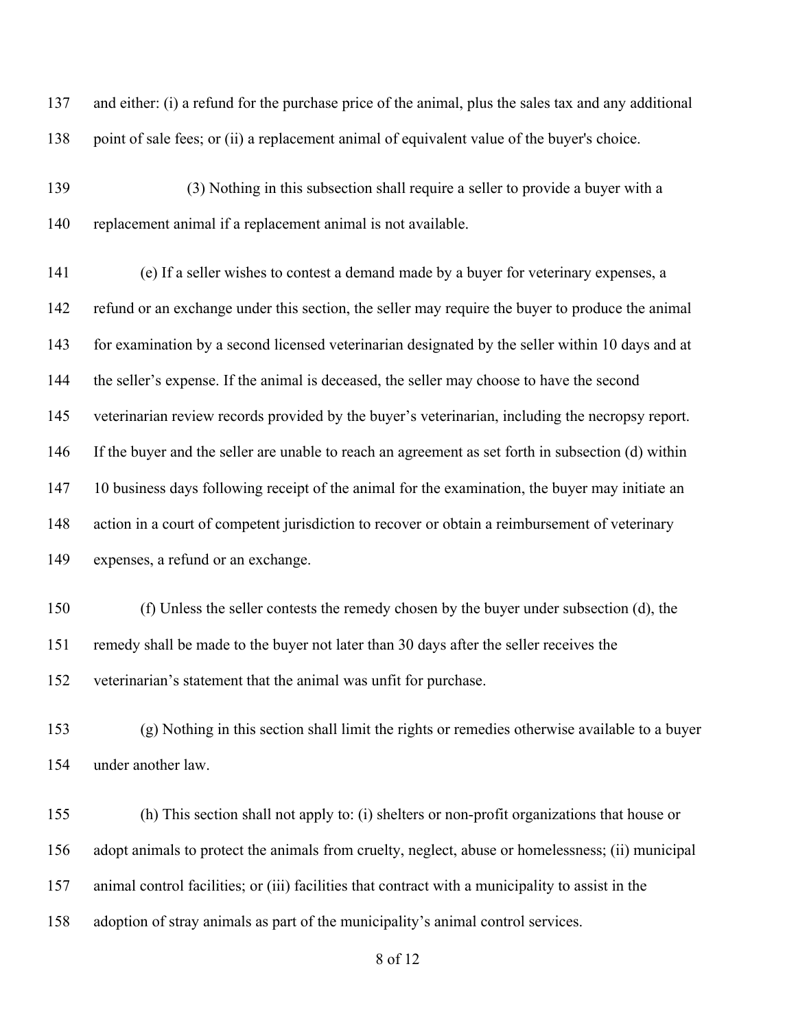and either: (i) a refund for the purchase price of the animal, plus the sales tax and any additional point of sale fees; or (ii) a replacement animal of equivalent value of the buyer's choice.

(3) Nothing in this subsection shall require a seller to provide a buyer with a replacement animal if a replacement animal is not available.

(e) If a seller wishes to contest a demand made by a buyer for veterinary expenses, a refund or an exchange under this section, the seller may require the buyer to produce the animal for examination by a second licensed veterinarian designated by the seller within 10 days and at the seller's expense. If the animal is deceased, the seller may choose to have the second veterinarian review records provided by the buyer's veterinarian, including the necropsy report. If the buyer and the seller are unable to reach an agreement as set forth in subsection (d) within 10 business days following receipt of the animal for the examination, the buyer may initiate an action in a court of competent jurisdiction to recover or obtain a reimbursement of veterinary expenses, a refund or an exchange.

(f) Unless the seller contests the remedy chosen by the buyer under subsection (d), the remedy shall be made to the buyer not later than 30 days after the seller receives the veterinarian's statement that the animal was unfit for purchase.

(g) Nothing in this section shall limit the rights or remedies otherwise available to a buyer under another law.

(h) This section shall not apply to: (i) shelters or non-profit organizations that house or adopt animals to protect the animals from cruelty, neglect, abuse or homelessness; (ii) municipal animal control facilities; or (iii) facilities that contract with a municipality to assist in the adoption of stray animals as part of the municipality's animal control services.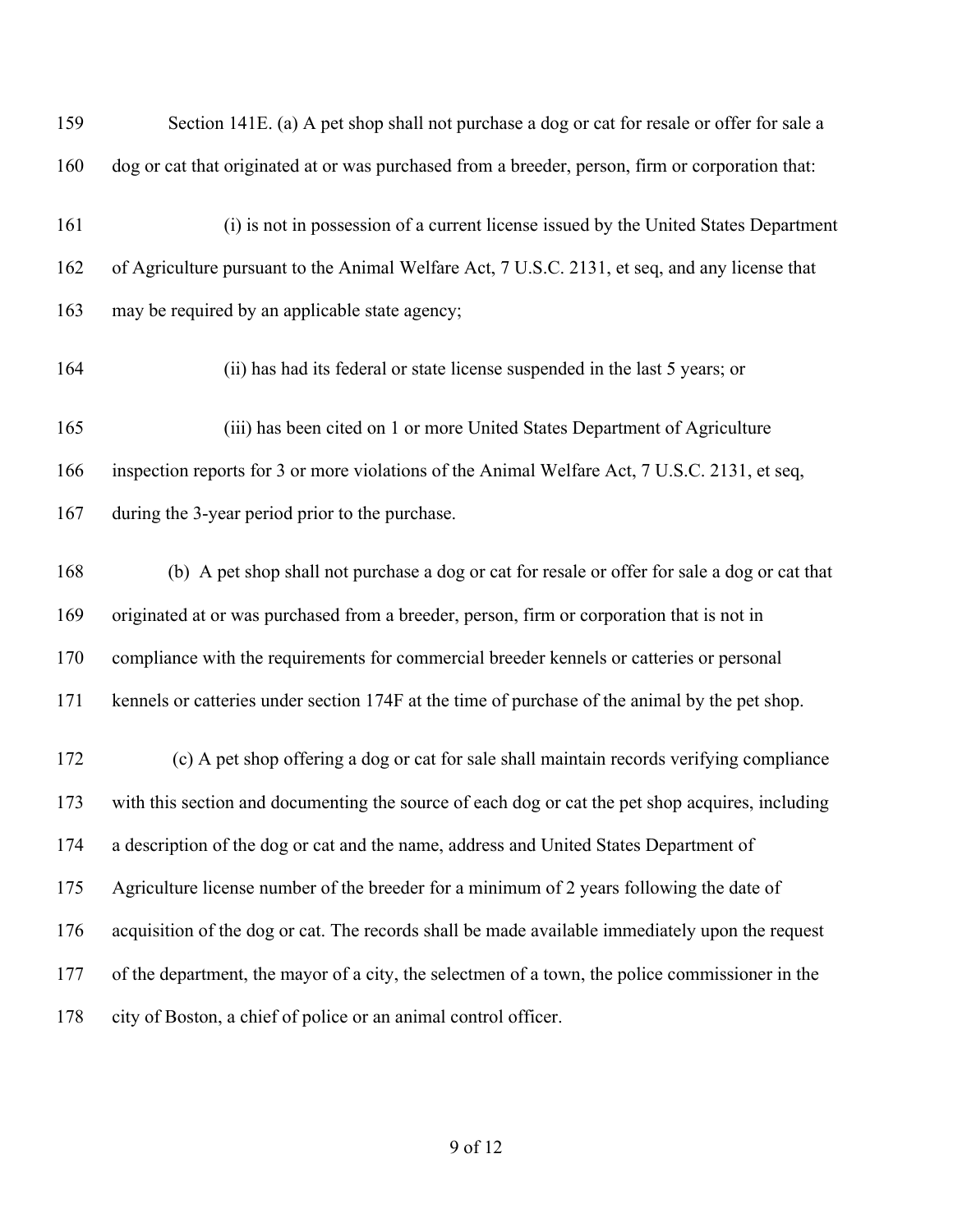Section 141E. (a) A pet shop shall not purchase a dog or cat for resale or offer for sale a dog or cat that originated at or was purchased from a breeder, person, firm or corporation that:

(i) is not in possession of a current license issued by the United States Department of Agriculture pursuant to the Animal Welfare Act, 7 U.S.C. 2131, et seq, and any license that may be required by an applicable state agency;

(ii) has had its federal or state license suspended in the last 5 years; or

(iii) has been cited on 1 or more United States Department of Agriculture inspection reports for 3 or more violations of the Animal Welfare Act, 7 U.S.C. 2131, et seq, during the 3-year period prior to the purchase.

(b) A pet shop shall not purchase a dog or cat for resale or offer for sale a dog or cat that originated at or was purchased from a breeder, person, firm or corporation that is not in compliance with the requirements for commercial breeder kennels or catteries or personal kennels or catteries under section 174F at the time of purchase of the animal by the pet shop.

(c) A pet shop offering a dog or cat for sale shall maintain records verifying compliance with this section and documenting the source of each dog or cat the pet shop acquires, including a description of the dog or cat and the name, address and United States Department of Agriculture license number of the breeder for a minimum of 2 years following the date of acquisition of the dog or cat. The records shall be made available immediately upon the request of the department, the mayor of a city, the selectmen of a town, the police commissioner in the city of Boston, a chief of police or an animal control officer.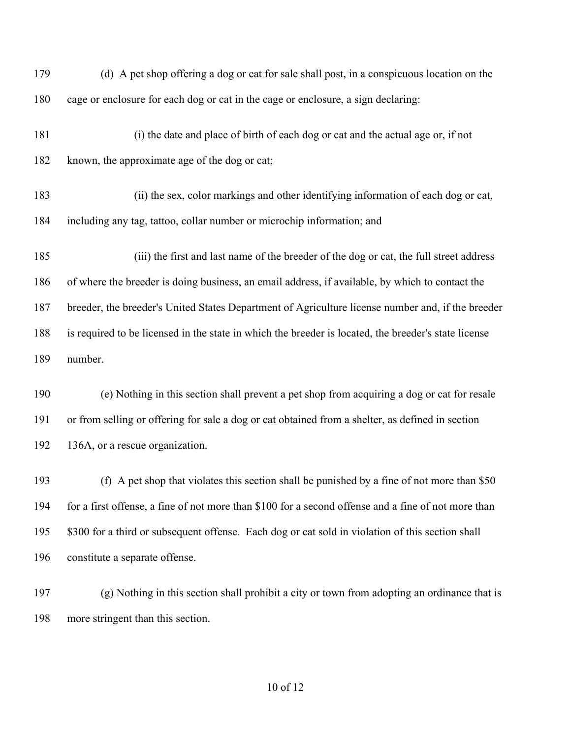(d) A pet shop offering a dog or cat for sale shall post, in a conspicuous location on the cage or enclosure for each dog or cat in the cage or enclosure, a sign declaring:

(i) the date and place of birth of each dog or cat and the actual age or, if not known, the approximate age of the dog or cat;

(ii) the sex, color markings and other identifying information of each dog or cat, including any tag, tattoo, collar number or microchip information; and

(iii) the first and last name of the breeder of the dog or cat, the full street address of where the breeder is doing business, an email address, if available, by which to contact the breeder, the breeder's United States Department of Agriculture license number and, if the breeder is required to be licensed in the state in which the breeder is located, the breeder's state license number.

(e) Nothing in this section shall prevent a pet shop from acquiring a dog or cat for resale or from selling or offering for sale a dog or cat obtained from a shelter, as defined in section 136A, or a rescue organization.

(f) A pet shop that violates this section shall be punished by a fine of not more than $50 for a first offense, a fine of not more than $100 for a second offense and a fine of not more than $300 for a third or subsequent offense. Each dog or cat sold in violation of this section shall constitute a separate offense.

(g) Nothing in this section shall prohibit a city or town from adopting an ordinance that is more stringent than this section.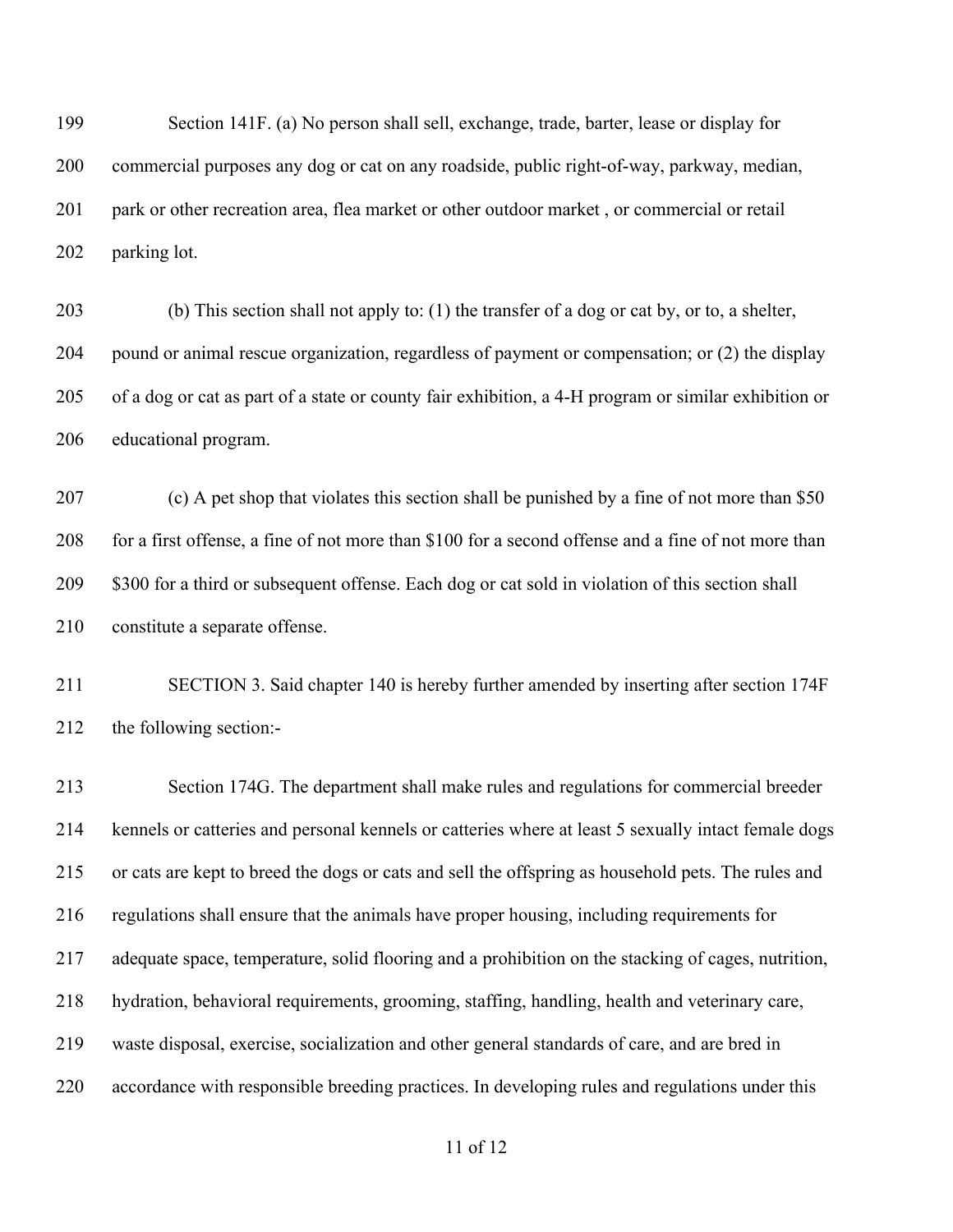Section 141F. (a) No person shall sell, exchange, trade, barter, lease or display for commercial purposes any dog or cat on any roadside, public right-of-way, parkway, median, park or other recreation area, flea market or other outdoor market , or commercial or retail parking lot.

(b) This section shall not apply to: (1) the transfer of a dog or cat by, or to, a shelter, pound or animal rescue organization, regardless of payment or compensation; or (2) the display of a dog or cat as part of a state or county fair exhibition, a 4-H program or similar exhibition or educational program.

(c) A pet shop that violates this section shall be punished by a fine of not more than $50 for a first offense, a fine of not more than $100 for a second offense and a fine of not more than $300 for a third or subsequent offense. Each dog or cat sold in violation of this section shall constitute a separate offense.

SECTION 3. Said chapter 140 is hereby further amended by inserting after section 174F the following section:-

Section 174G. The department shall make rules and regulations for commercial breeder kennels or catteries and personal kennels or catteries where at least 5 sexually intact female dogs or cats are kept to breed the dogs or cats and sell the offspring as household pets. The rules and regulations shall ensure that the animals have proper housing, including requirements for adequate space, temperature, solid flooring and a prohibition on the stacking of cages, nutrition, hydration, behavioral requirements, grooming, staffing, handling, health and veterinary care, waste disposal, exercise, socialization and other general standards of care, and are bred in accordance with responsible breeding practices. In developing rules and regulations under this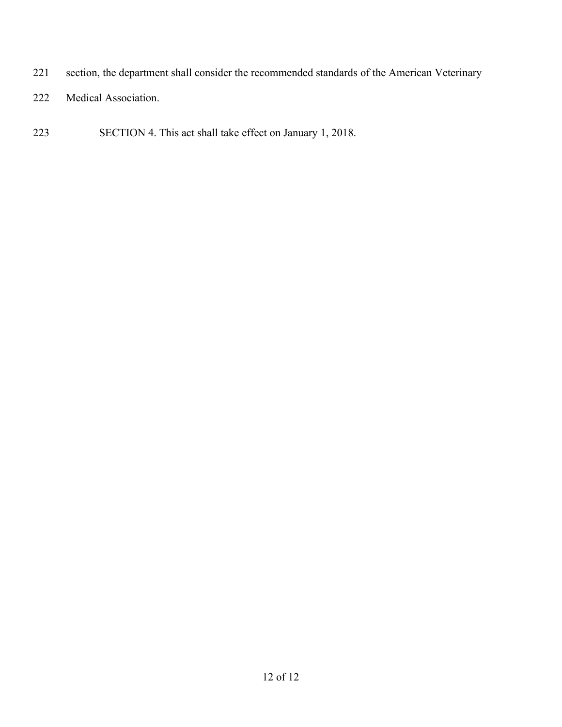section, the department shall consider the recommended standards of the American Veterinary Medical Association.

SECTION 4. This act shall take effect on January 1, 2018.